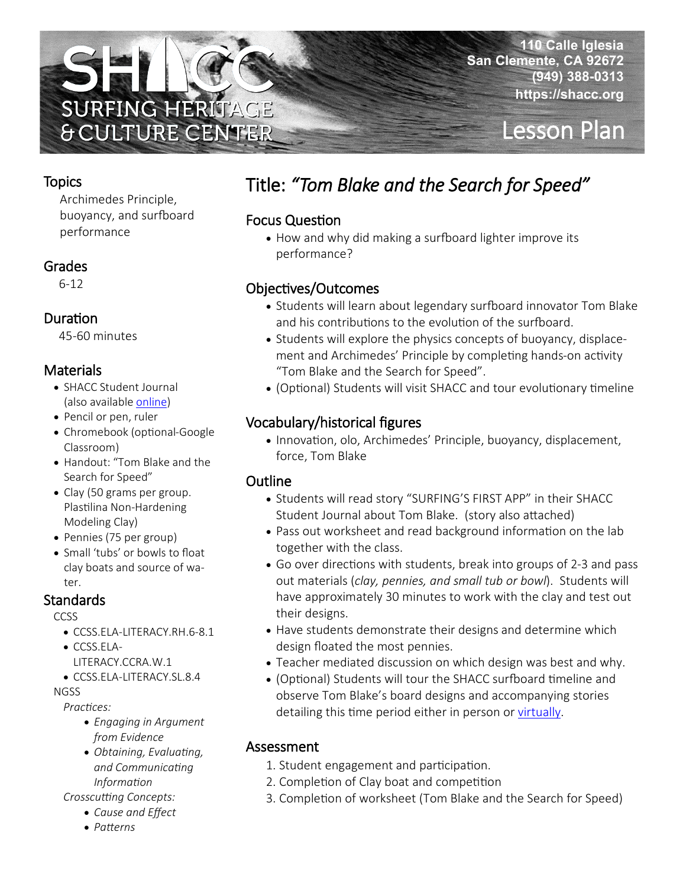# SHACC Surfing Heritage & Culture Center

110 Calle Iglesia
San Clemente, CA 92672
(949) 388-0313
https://shacc.org

Lesson Plan

## Title: *"Tom Blake and the Search for Speed"*

### Focus Question

- How and why did making a surfboard lighter improve its performance?

### Objectives/Outcomes

- Students will learn about legendary surfboard innovator Tom Blake and his contributions to the evolution of the surfboard.
- Students will explore the physics concepts of buoyancy, displacement and Archimedes' Principle by completing hands-on activity "Tom Blake and the Search for Speed".
- (Optional) Students will visit SHACC and tour evolutionary timeline

### Vocabulary/historical figures

- Innovation, olo, Archimedes' Principle, buoyancy, displacement, force, Tom Blake

### Outline

- Students will read story "SURFING'S FIRST APP" in their SHACC Student Journal about Tom Blake. (story also attached)
- Pass out worksheet and read background information on the lab together with the class.
- Go over directions with students, break into groups of 2-3 and pass out materials (*clay, pennies, and small tub or bowl*). Students will have approximately 30 minutes to work with the clay and test out their designs.
- Have students demonstrate their designs and determine which design floated the most pennies.
- Teacher mediated discussion on which design was best and why.
- (Optional) Students will tour the SHACC surfboard timeline and observe Tom Blake's board designs and accompanying stories detailing this time period either in person or virtually.

### Assessment

1. Student engagement and participation.
2. Completion of Clay boat and competition
3. Completion of worksheet (Tom Blake and the Search for Speed)

### Topics

Archimedes Principle, buoyancy, and surfboard performance

### Grades

6-12

### Duration

45-60 minutes

### Materials

- SHACC Student Journal (also available online)
- Pencil or pen, ruler
- Chromebook (optional-Google Classroom)
- Handout: "Tom Blake and the Search for Speed"
- Clay (50 grams per group. Plastilina Non-Hardening Modeling Clay)
- Pennies (75 per group)
- Small 'tubs' or bowls to float clay boats and source of water.

### Standards

CCSS

- CCSS.ELA-LITERACY.RH.6-8.1
- CCSS.ELA-LITERACY.CCRA.W.1
- CCSS.ELA-LITERACY.SL.8.4

NGSS

*Practices:*

- *Engaging in Argument from Evidence*
- *Obtaining, Evaluating, and Communicating Information*

*Crosscutting Concepts:*

- *Cause and Effect*
- *Patterns*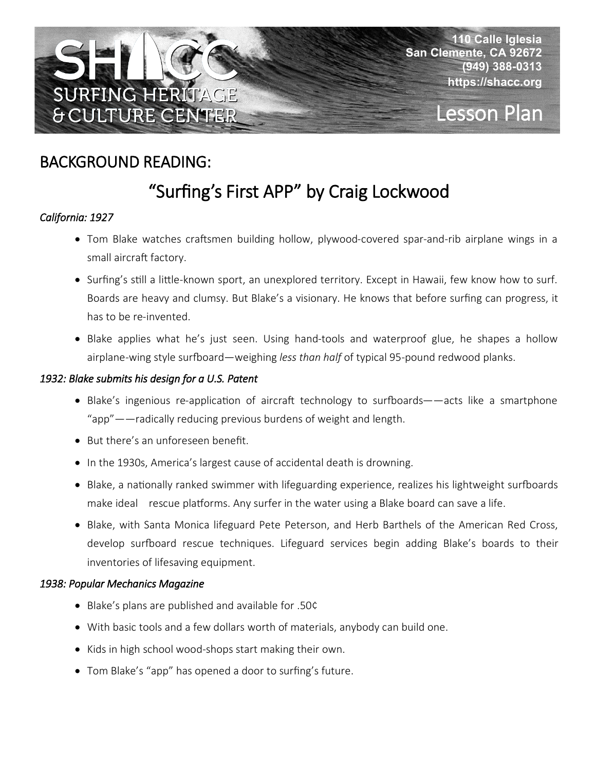## BACKGROUND READING:

# "Surfing's First APP" by Craig Lockwood

### *California: 1927*

- Tom Blake watches craftsmen building hollow, plywood-covered spar-and-rib airplane wings in a small aircraft factory.
- Surfing's still a little-known sport, an unexplored territory. Except in Hawaii, few know how to surf. Boards are heavy and clumsy. But Blake's a visionary. He knows that before surfing can progress, it has to be re-invented.
- Blake applies what he's just seen. Using hand-tools and waterproof glue, he shapes a hollow airplane-wing style surfboard—weighing *less than half* of typical 95-pound redwood planks.

### *1932: Blake submits his design for a U.S. Patent*

- Blake's ingenious re-application of aircraft technology to surfboards——acts like a smartphone "app"——radically reducing previous burdens of weight and length.
- But there's an unforeseen benefit.
- In the 1930s, America's largest cause of accidental death is drowning.
- Blake, a nationally ranked swimmer with lifeguarding experience, realizes his lightweight surfboards make ideal rescue platforms. Any surfer in the water using a Blake board can save a life.
- Blake, with Santa Monica lifeguard Pete Peterson, and Herb Barthels of the American Red Cross, develop surfboard rescue techniques. Lifeguard services begin adding Blake's boards to their inventories of lifesaving equipment.

### *1938: Popular Mechanics Magazine*

- Blake's plans are published and available for .50¢
- With basic tools and a few dollars worth of materials, anybody can build one.
- Kids in high school wood-shops start making their own.
- Tom Blake's "app" has opened a door to surfing's future.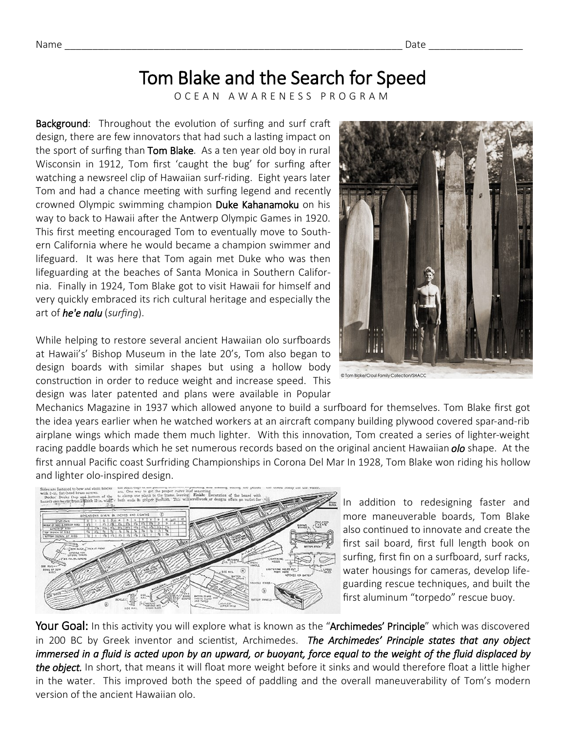Name ______________________________________________ Date ________________

# Tom Blake and the Search for Speed

OCEAN AWARENESS PROGRAM

**Background**: Throughout the evolution of surfing and surf craft design, there are few innovators that had such a lasting impact on the sport of surfing than **Tom Blake**. As a ten year old boy in rural Wisconsin in 1912, Tom first 'caught the bug' for surfing after watching a newsreel clip of Hawaiian surf-riding. Eight years later Tom and had a chance meeting with surfing legend and recently crowned Olympic swimming champion **Duke Kahanamoku** on his way to back to Hawaii after the Antwerp Olympic Games in 1920. This first meeting encouraged Tom to eventually move to Southern California where he would became a champion swimmer and lifeguard. It was here that Tom again met Duke who was then lifeguarding at the beaches of Santa Monica in Southern California. Finally in 1924, Tom Blake got to visit Hawaii for himself and very quickly embraced its rich cultural heritage and especially the art of ***he'e nalu*** (*surfing*).

© Tom Blake/Croul Family Collection/SHACC

While helping to restore several ancient Hawaiian olo surfboards at Hawaii's' Bishop Museum in the late 20's, Tom also began to design boards with similar shapes but using a hollow body construction in order to reduce weight and increase speed. This design was later patented and plans were available in Popular Mechanics Magazine in 1937 which allowed anyone to build a surfboard for themselves. Tom Blake first got the idea years earlier when he watched workers at an aircraft company building plywood covered spar-and-rib airplane wings which made them much lighter. With this innovation, Tom created a series of lighter-weight racing paddle boards which he set numerous records based on the original ancient Hawaiian ***olo*** shape. At the first annual Pacific coast Surfriding Championships in Corona Del Mar In 1928, Tom Blake won riding his hollow and lighter olo-inspired design.

In addition to redesigning faster and more maneuverable boards, Tom Blake also continued to innovate and create the first sail board, first full length book on surfing, first fin on a surfboard, surf racks, water housings for cameras, develop lifeguarding rescue techniques, and built the first aluminum "torpedo" rescue buoy.

**Your Goal:** In this activity you will explore what is known as the "**Archimedes' Principle**" which was discovered in 200 BC by Greek inventor and scientist, Archimedes. ***The Archimedes' Principle states that any object immersed in a fluid is acted upon by an upward, or buoyant, force equal to the weight of the fluid displaced by the object.*** In short, that means it will float more weight before it sinks and would therefore float a little higher in the water. This improved both the speed of paddling and the overall maneuverability of Tom's modern version of the ancient Hawaiian olo.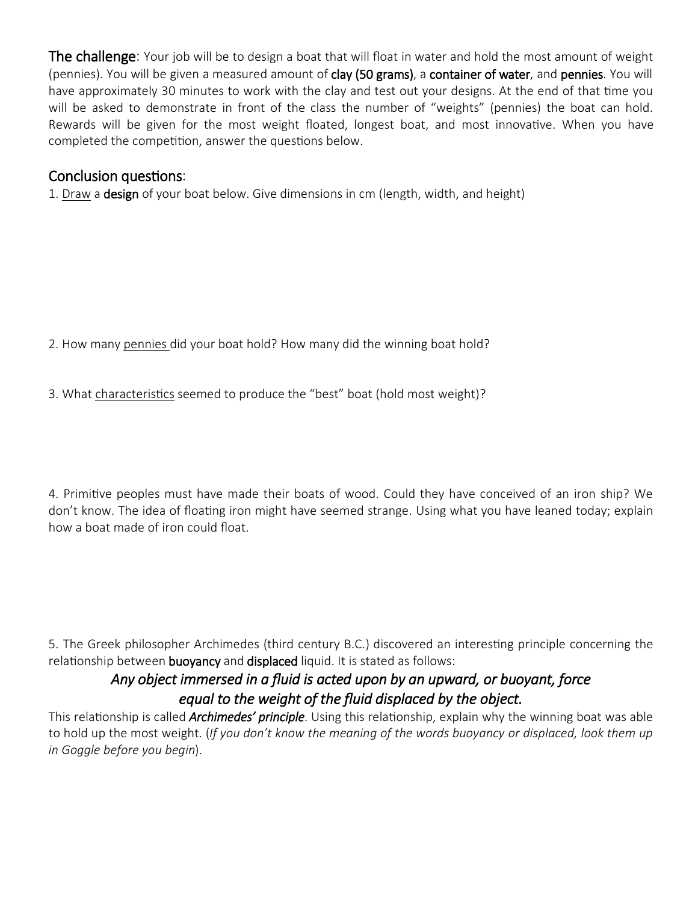**The challenge**: Your job will be to design a boat that will float in water and hold the most amount of weight (pennies). You will be given a measured amount of **clay (50 grams)**, a **container of water**, and **pennies**. You will have approximately 30 minutes to work with the clay and test out your designs. At the end of that time you will be asked to demonstrate in front of the class the number of "weights" (pennies) the boat can hold. Rewards will be given for the most weight floated, longest boat, and most innovative. When you have completed the competition, answer the questions below.

## Conclusion questions:

1. Draw a **design** of your boat below. Give dimensions in cm (length, width, and height)

2. How many pennies did your boat hold? How many did the winning boat hold?

3. What characteristics seemed to produce the "best" boat (hold most weight)?

4. Primitive peoples must have made their boats of wood. Could they have conceived of an iron ship? We don't know. The idea of floating iron might have seemed strange. Using what you have leaned today; explain how a boat made of iron could float.

5. The Greek philosopher Archimedes (third century B.C.) discovered an interesting principle concerning the relationship between **buoyancy** and **displaced** liquid. It is stated as follows:

*Any object immersed in a fluid is acted upon by an upward, or buoyant, force equal to the weight of the fluid displaced by the object.*

This relationship is called ***Archimedes' principle***. Using this relationship, explain why the winning boat was able to hold up the most weight. (*If you don't know the meaning of the words buoyancy or displaced, look them up in Goggle before you begin*).